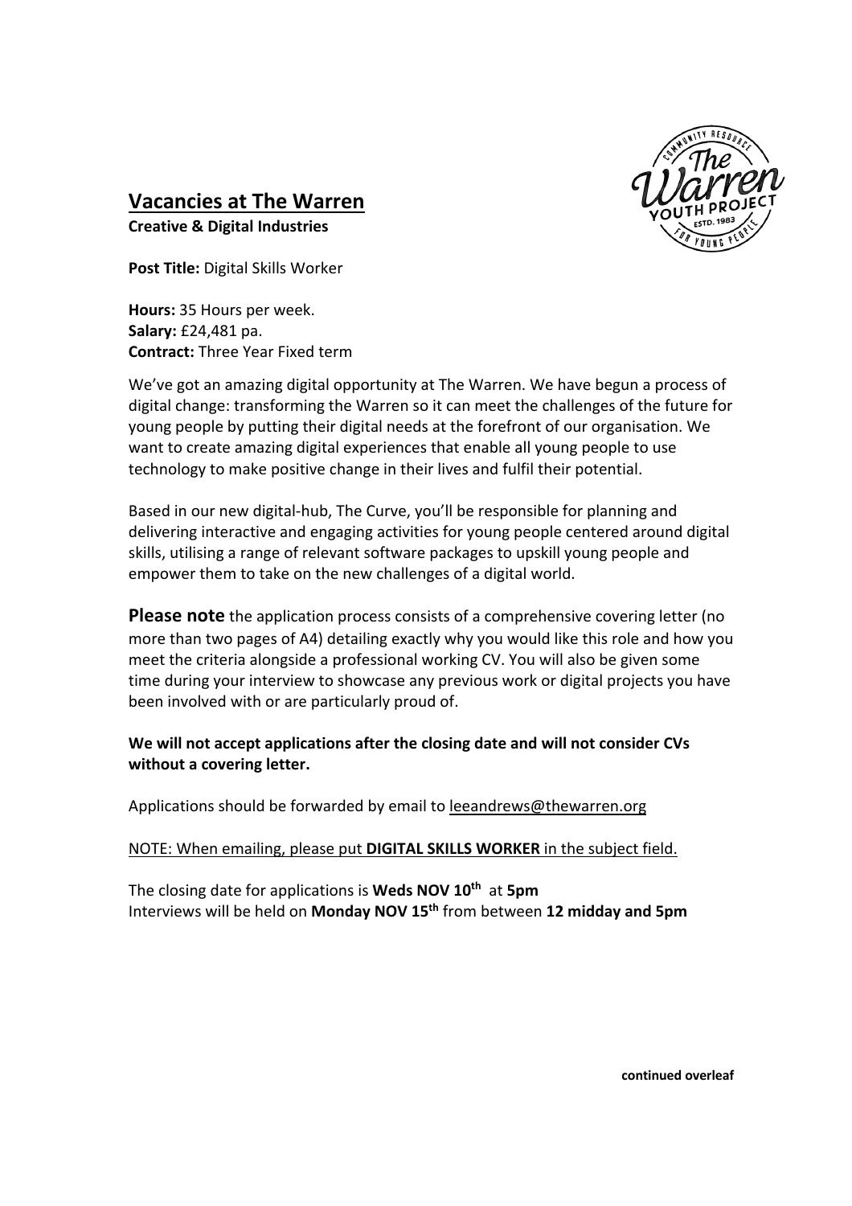# Vacancies at The Warren

**Creative & Digital Industries**

**Post Title:** Digital Skills Worker

**Hours:** 35 Hours per week.
**Salary:** £24,481 pa.
**Contract:** Three Year Fixed term

We've got an amazing digital opportunity at The Warren. We have begun a process of digital change: transforming the Warren so it can meet the challenges of the future for young people by putting their digital needs at the forefront of our organisation. We want to create amazing digital experiences that enable all young people to use technology to make positive change in their lives and fulfil their potential.

Based in our new digital-hub, The Curve, you'll be responsible for planning and delivering interactive and engaging activities for young people centered around digital skills, utilising a range of relevant software packages to upskill young people and empower them to take on the new challenges of a digital world.

**Please note** the application process consists of a comprehensive covering letter (no more than two pages of A4) detailing exactly why you would like this role and how you meet the criteria alongside a professional working CV. You will also be given some time during your interview to showcase any previous work or digital projects you have been involved with or are particularly proud of.

**We will not accept applications after the closing date and will not consider CVs without a covering letter.**

Applications should be forwarded by email to leeandrews@thewarren.org

NOTE: When emailing, please put **DIGITAL SKILLS WORKER** in the subject field.

The closing date for applications is **Weds NOV 10th** at **5pm**
Interviews will be held on **Monday NOV 15th** from between **12 midday and 5pm**

**continued overleaf**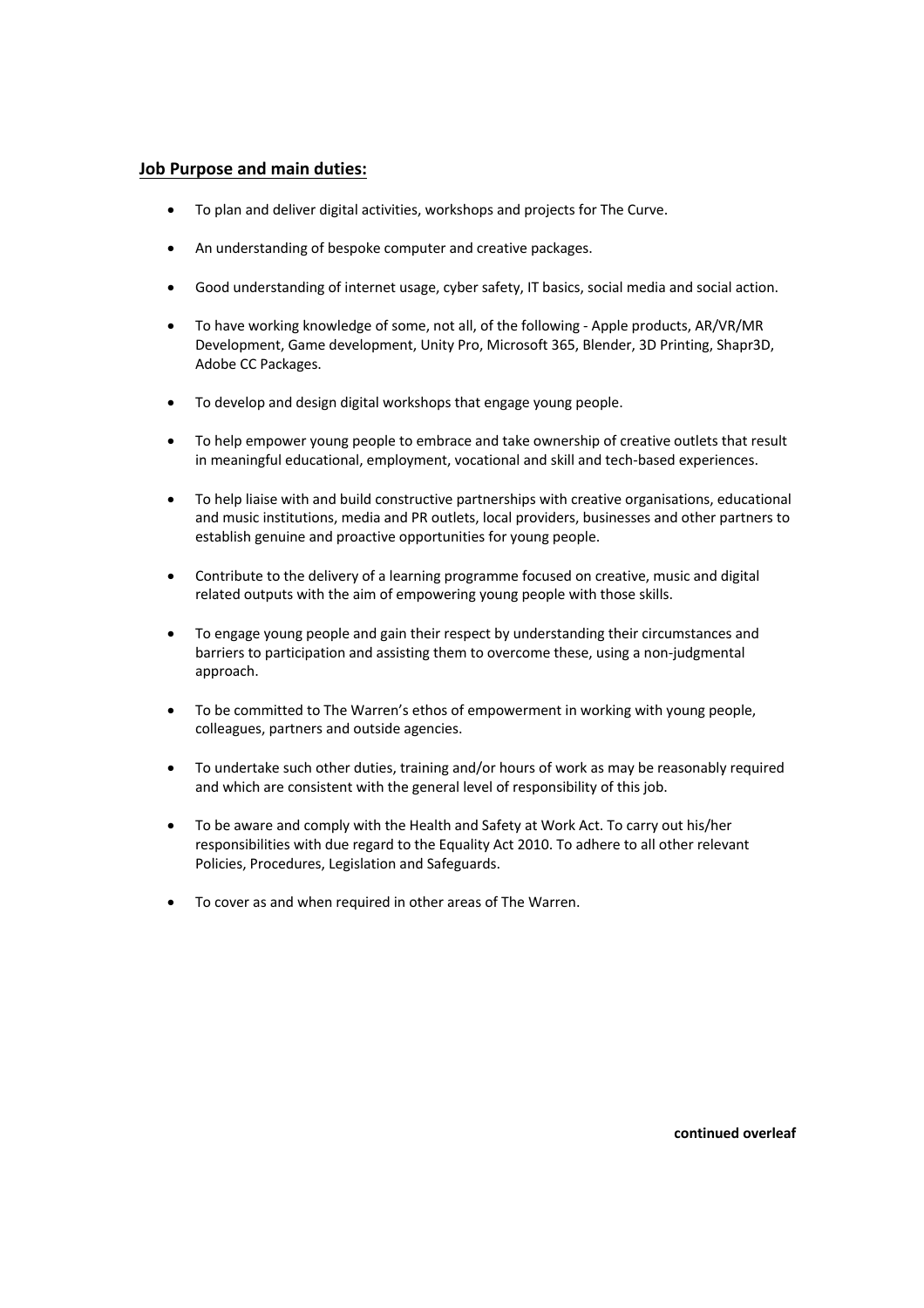## **Job Purpose and main duties:**

- To plan and deliver digital activities, workshops and projects for The Curve.
- An understanding of bespoke computer and creative packages.
- Good understanding of internet usage, cyber safety, IT basics, social media and social action.
- To have working knowledge of some, not all, of the following - Apple products, AR/VR/MR Development, Game development, Unity Pro, Microsoft 365, Blender, 3D Printing, Shapr3D, Adobe CC Packages.
- To develop and design digital workshops that engage young people.
- To help empower young people to embrace and take ownership of creative outlets that result in meaningful educational, employment, vocational and skill and tech-based experiences.
- To help liaise with and build constructive partnerships with creative organisations, educational and music institutions, media and PR outlets, local providers, businesses and other partners to establish genuine and proactive opportunities for young people.
- Contribute to the delivery of a learning programme focused on creative, music and digital related outputs with the aim of empowering young people with those skills.
- To engage young people and gain their respect by understanding their circumstances and barriers to participation and assisting them to overcome these, using a non-judgmental approach.
- To be committed to The Warren's ethos of empowerment in working with young people, colleagues, partners and outside agencies.
- To undertake such other duties, training and/or hours of work as may be reasonably required and which are consistent with the general level of responsibility of this job.
- To be aware and comply with the Health and Safety at Work Act. To carry out his/her responsibilities with due regard to the Equality Act 2010. To adhere to all other relevant Policies, Procedures, Legislation and Safeguards.
- To cover as and when required in other areas of The Warren.

**continued overleaf**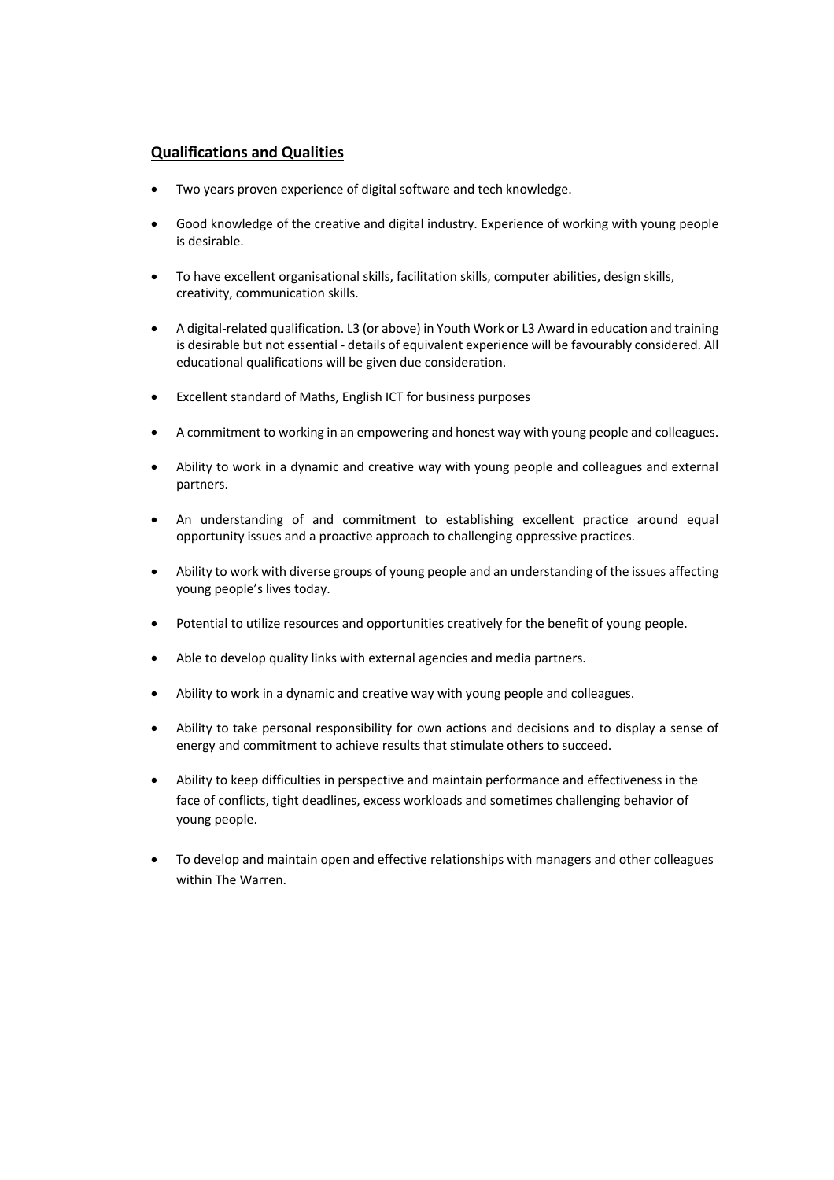## Qualifications and Qualities

- Two years proven experience of digital software and tech knowledge.
- Good knowledge of the creative and digital industry. Experience of working with young people is desirable.
- To have excellent organisational skills, facilitation skills, computer abilities, design skills, creativity, communication skills.
- A digital-related qualification. L3 (or above) in Youth Work or L3 Award in education and training is desirable but not essential - details of equivalent experience will be favourably considered. All educational qualifications will be given due consideration.
- Excellent standard of Maths, English ICT for business purposes
- A commitment to working in an empowering and honest way with young people and colleagues.
- Ability to work in a dynamic and creative way with young people and colleagues and external partners.
- An understanding of and commitment to establishing excellent practice around equal opportunity issues and a proactive approach to challenging oppressive practices.
- Ability to work with diverse groups of young people and an understanding of the issues affecting young people's lives today.
- Potential to utilize resources and opportunities creatively for the benefit of young people.
- Able to develop quality links with external agencies and media partners.
- Ability to work in a dynamic and creative way with young people and colleagues.
- Ability to take personal responsibility for own actions and decisions and to display a sense of energy and commitment to achieve results that stimulate others to succeed.
- Ability to keep difficulties in perspective and maintain performance and effectiveness in the face of conflicts, tight deadlines, excess workloads and sometimes challenging behavior of young people.
- To develop and maintain open and effective relationships with managers and other colleagues within The Warren.